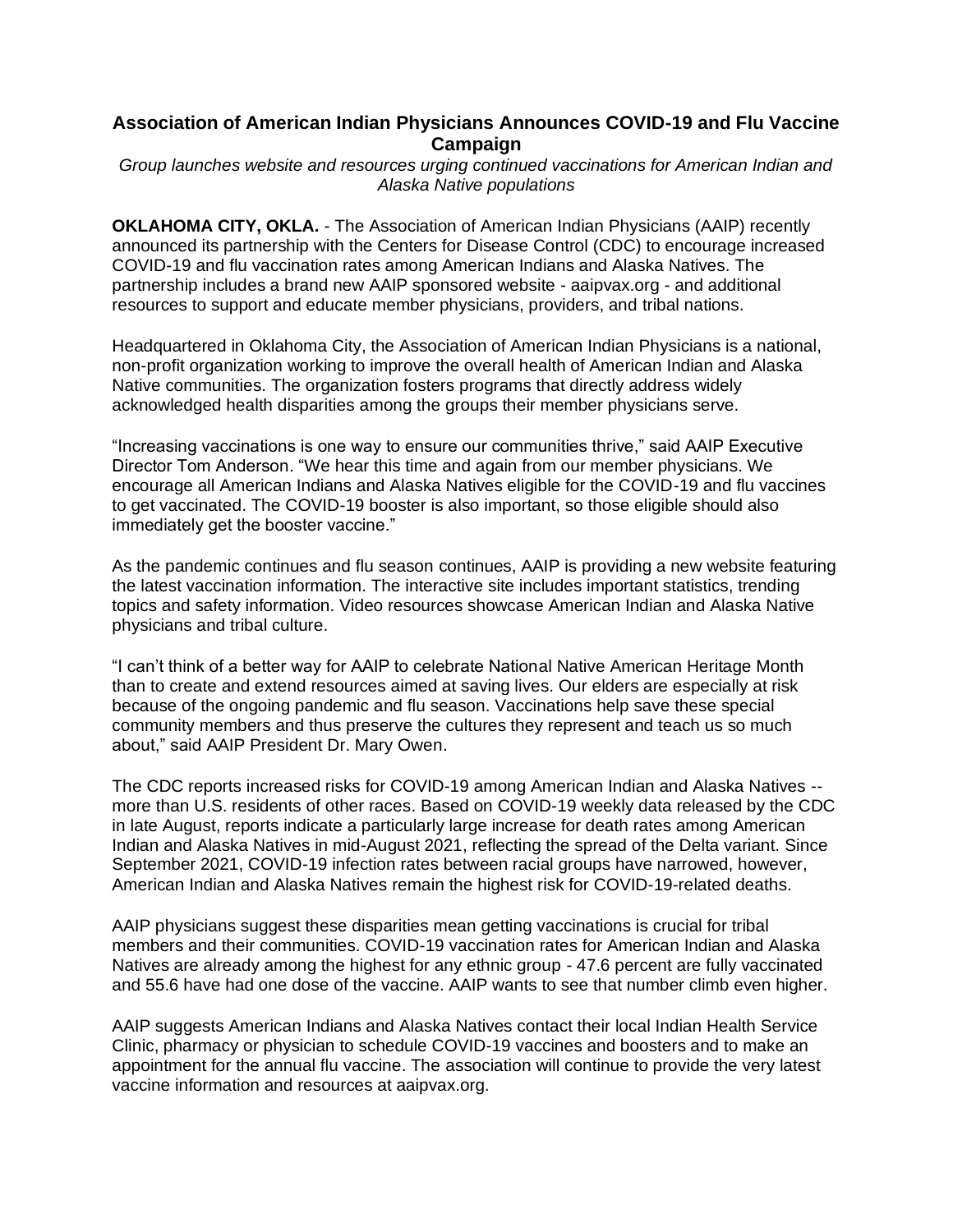# Association of American Indian Physicians Announces COVID-19 and Flu Vaccine Campaign

*Group launches website and resources urging continued vaccinations for American Indian and Alaska Native populations*

**OKLAHOMA CITY, OKLA.** - The Association of American Indian Physicians (AAIP) recently announced its partnership with the Centers for Disease Control (CDC) to encourage increased COVID-19 and flu vaccination rates among American Indians and Alaska Natives. The partnership includes a brand new AAIP sponsored website - aaipvax.org - and additional resources to support and educate member physicians, providers, and tribal nations.

Headquartered in Oklahoma City, the Association of American Indian Physicians is a national, non-profit organization working to improve the overall health of American Indian and Alaska Native communities. The organization fosters programs that directly address widely acknowledged health disparities among the groups their member physicians serve.

"Increasing vaccinations is one way to ensure our communities thrive," said AAIP Executive Director Tom Anderson. "We hear this time and again from our member physicians. We encourage all American Indians and Alaska Natives eligible for the COVID-19 and flu vaccines to get vaccinated. The COVID-19 booster is also important, so those eligible should also immediately get the booster vaccine."

As the pandemic continues and flu season continues, AAIP is providing a new website featuring the latest vaccination information. The interactive site includes important statistics, trending topics and safety information. Video resources showcase American Indian and Alaska Native physicians and tribal culture.

"I can't think of a better way for AAIP to celebrate National Native American Heritage Month than to create and extend resources aimed at saving lives. Our elders are especially at risk because of the ongoing pandemic and flu season. Vaccinations help save these special community members and thus preserve the cultures they represent and teach us so much about," said AAIP President Dr. Mary Owen.

The CDC reports increased risks for COVID-19 among American Indian and Alaska Natives -- more than U.S. residents of other races. Based on COVID-19 weekly data released by the CDC in late August, reports indicate a particularly large increase for death rates among American Indian and Alaska Natives in mid-August 2021, reflecting the spread of the Delta variant. Since September 2021, COVID-19 infection rates between racial groups have narrowed, however, American Indian and Alaska Natives remain the highest risk for COVID-19-related deaths.

AAIP physicians suggest these disparities mean getting vaccinations is crucial for tribal members and their communities. COVID-19 vaccination rates for American Indian and Alaska Natives are already among the highest for any ethnic group - 47.6 percent are fully vaccinated and 55.6 have had one dose of the vaccine. AAIP wants to see that number climb even higher.

AAIP suggests American Indians and Alaska Natives contact their local Indian Health Service Clinic, pharmacy or physician to schedule COVID-19 vaccines and boosters and to make an appointment for the annual flu vaccine. The association will continue to provide the very latest vaccine information and resources at aaipvax.org.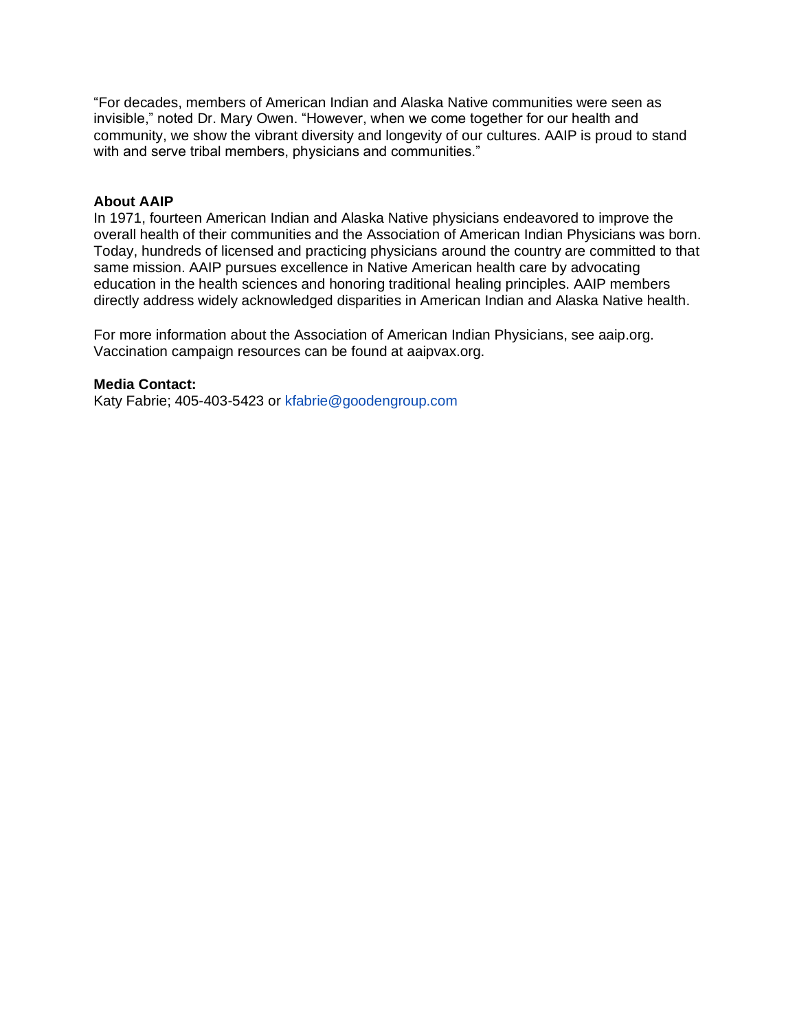"For decades, members of American Indian and Alaska Native communities were seen as invisible," noted Dr. Mary Owen. "However, when we come together for our health and community, we show the vibrant diversity and longevity of our cultures. AAIP is proud to stand with and serve tribal members, physicians and communities."

**About AAIP**

In 1971, fourteen American Indian and Alaska Native physicians endeavored to improve the overall health of their communities and the Association of American Indian Physicians was born. Today, hundreds of licensed and practicing physicians around the country are committed to that same mission. AAIP pursues excellence in Native American health care by advocating education in the health sciences and honoring traditional healing principles. AAIP members directly address widely acknowledged disparities in American Indian and Alaska Native health.

For more information about the Association of American Indian Physicians, see aaip.org. Vaccination campaign resources can be found at aaipvax.org.

**Media Contact:**

Katy Fabrie; 405-403-5423 or kfabrie@goodengroup.com